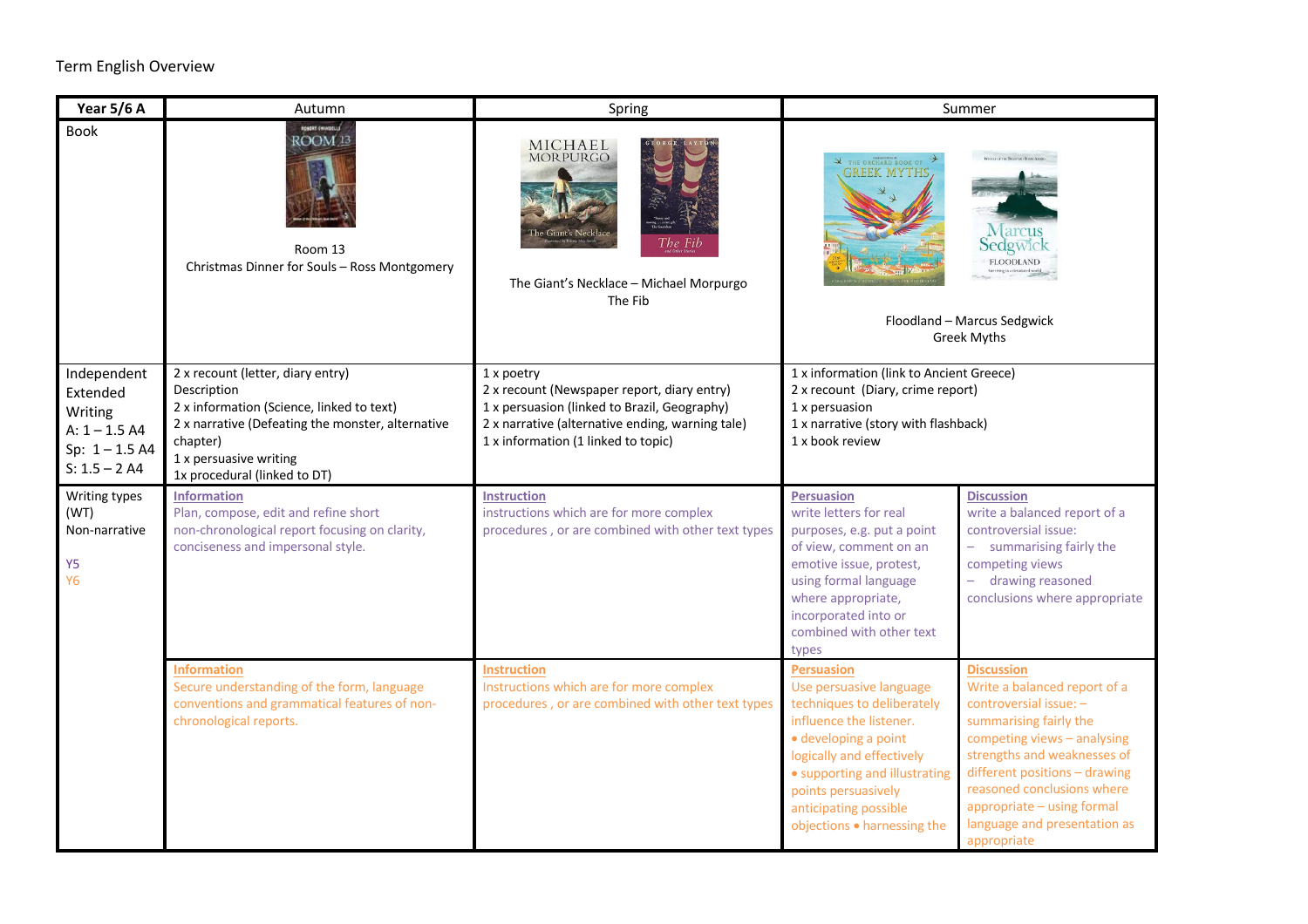Term English Overview

| Year 5/6 A | Autumn | Spring | Summer | |
|---|---|---|---|---|
| Book | Room 13<br>Christmas Dinner for Souls – Ross Montgomery | The Giant's Necklace – Michael Morpurgo<br>The Fib | Floodland – Marcus Sedgwick<br>Greek Myths | |
| Independent Extended Writing<br>A: 1 – 1.5 A4<br>Sp: 1 – 1.5 A4<br>S: 1.5 – 2 A4 | 2 x recount (letter, diary entry)<br>Description<br>2 x information (Science, linked to text)<br>2 x narrative (Defeating the monster, alternative chapter)<br>1 x persuasive writing<br>1x procedural (linked to DT) | 1 x poetry<br>2 x recount (Newspaper report, diary entry)<br>1 x persuasion (linked to Brazil, Geography)<br>2 x narrative (alternative ending, warning tale)<br>1 x information (1 linked to topic) | 1 x information (link to Ancient Greece)<br>2 x recount (Diary, crime report)<br>1 x persuasion<br>1 x narrative (story with flashback)<br>1 x book review | |
| Writing types (WT)<br>Non-narrative<br><br>Y5<br>Y6 | **Information**<br>Plan, compose, edit and refine short non-chronological report focusing on clarity, conciseness and impersonal style. | **Instruction**<br>instructions which are for more complex procedures , or are combined with other text types | **Persuasion**<br>write letters for real purposes, e.g. put a point of view, comment on an emotive issue, protest, using formal language where appropriate, incorporated into or combined with other text types | **Discussion**<br>write a balanced report of a controversial issue:<br>– summarising fairly the competing views<br>– drawing reasoned conclusions where appropriate |
| | **Information**<br>Secure understanding of the form, language conventions and grammatical features of non-chronological reports. | **Instruction**<br>Instructions which are for more complex procedures , or are combined with other text types | **Persuasion**<br>Use persuasive language techniques to deliberately influence the listener.<br>• developing a point logically and effectively<br>• supporting and illustrating points persuasively anticipating possible objections • harnessing the | **Discussion**<br>Write a balanced report of a controversial issue: – summarising fairly the competing views – analysing strengths and weaknesses of different positions – drawing reasoned conclusions where appropriate – using formal language and presentation as appropriate |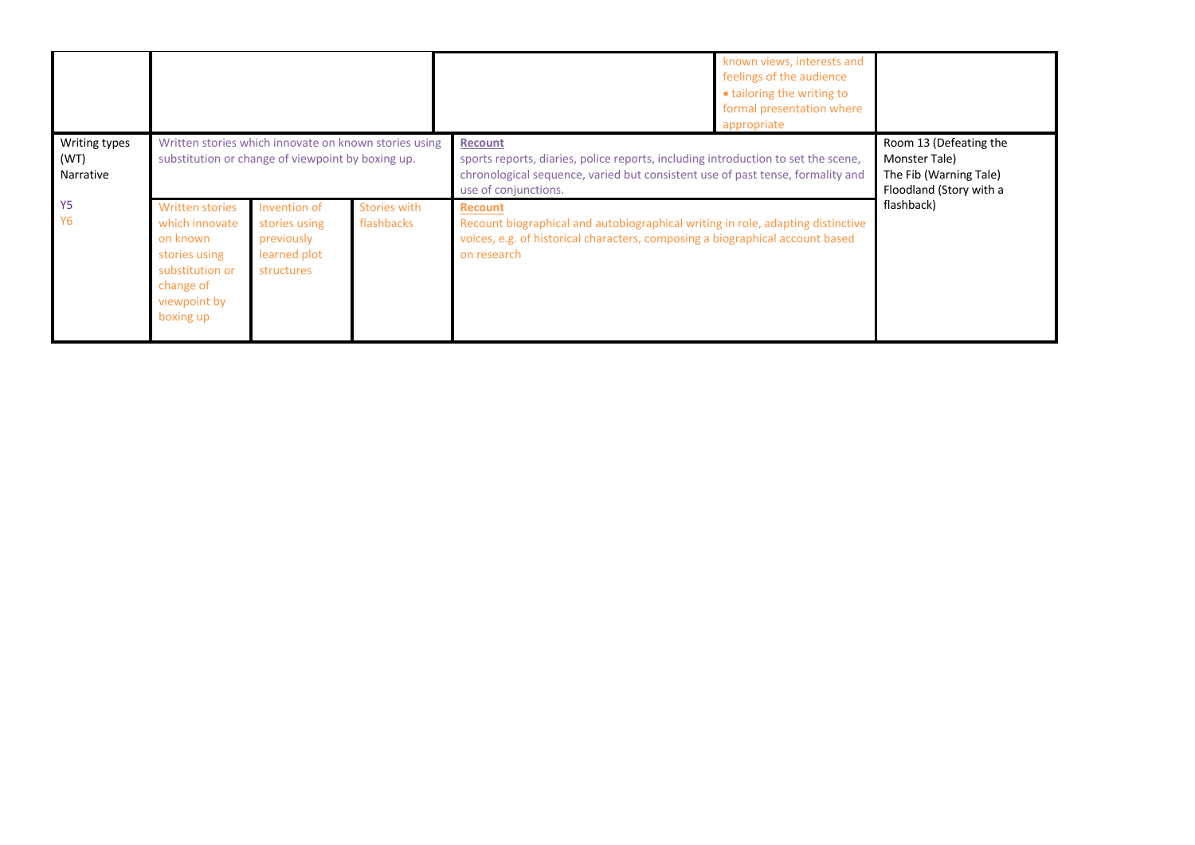| | | | | | | |
|---|---|---|---|---|---|---|
| | | | | | known views, interests and feelings of the audience<br>• tailoring the writing to formal presentation where appropriate | |
| Writing types (WT) Narrative | Written stories which innovate on known stories using substitution or change of viewpoint by boxing up. | | | **Recount**<br>sports reports, diaries, police reports, including introduction to set the scene, chronological sequence, varied but consistent use of past tense, formality and use of conjunctions. | | Room 13 (Defeating the Monster Tale)<br>The Fib (Warning Tale)<br>Floodland (Story with a flashback) |
| Y5<br>Y6 | Written stories which innovate on known stories using substitution or change of viewpoint by boxing up | Invention of stories using previously learned plot structures | Stories with flashbacks | **Recount**<br>Recount biographical and autobiographical writing in role, adapting distinctive voices, e.g. of historical characters, composing a biographical account based on research | | |